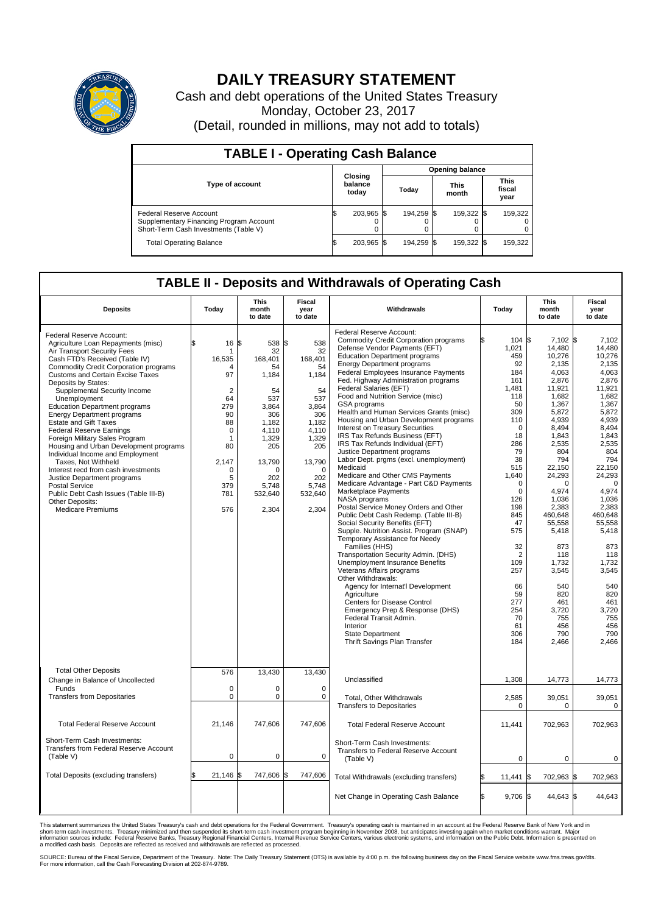# DAILY TREASURY STATEMENT

Cash and debt operations of the United States Treasury
Monday, October 23, 2017
(Detail, rounded in millions, may not add to totals)

## TABLE I - Operating Cash Balance

| Type of account | Closing balance today | Opening balance Today | Opening balance This month | Opening balance This fiscal year |
|---|---|---|---|---|
| Federal Reserve Account | $ 203,965 | $ 194,259 | $ 159,322 | $ 159,322 |
| Supplementary Financing Program Account | 0 | 0 | 0 | 0 |
| Short-Term Cash Investments (Table V) | 0 | 0 | 0 | 0 |
| Total Operating Balance | $ 203,965 | $ 194,259 | $ 159,322 | $ 159,322 |

## TABLE II - Deposits and Withdrawals of Operating Cash

| Deposits | Today | This month to date | Fiscal year to date | Withdrawals | Today | This month to date | Fiscal year to date |
|---|---|---|---|---|---|---|---|
| Federal Reserve Account: | | | | Federal Reserve Account: | | | |
| Agriculture Loan Repayments (misc) | $ 16 | $ 538 | $ 538 | Commodity Credit Corporation programs | $ 104 | $ 7,102 | $ 7,102 |
| Air Transport Security Fees | 1 | 32 | 32 | Defense Vendor Payments (EFT) | 1,021 | 14,480 | 14,480 |
| Cash FTD's Received (Table IV) | 16,535 | 168,401 | 168,401 | Education Department programs | 459 | 10,276 | 10,276 |
| Commodity Credit Corporation programs | 4 | 54 | 54 | Energy Department programs | 92 | 2,135 | 2,135 |
| Customs and Certain Excise Taxes | 97 | 1,184 | 1,184 | Federal Employees Insurance Payments | 184 | 4,063 | 4,063 |
| Deposits by States: | | | | Fed. Highway Administration programs | 161 | 2,876 | 2,876 |
| Supplemental Security Income | 2 | 54 | 54 | Federal Salaries (EFT) | 1,481 | 11,921 | 11,921 |
| Unemployment | 64 | 537 | 537 | Food and Nutrition Service (misc) | 118 | 1,682 | 1,682 |
| Education Department programs | 279 | 3,864 | 3,864 | GSA programs | 50 | 1,367 | 1,367 |
| Energy Department programs | 90 | 306 | 306 | Health and Human Services Grants (misc) | 309 | 5,872 | 5,872 |
| Estate and Gift Taxes | 88 | 1,182 | 1,182 | Housing and Urban Development programs | 110 | 4,939 | 4,939 |
| Federal Reserve Earnings | 0 | 4,110 | 4,110 | Interest on Treasury Securities | 0 | 8,494 | 8,494 |
| Foreign Military Sales Program | 1 | 1,329 | 1,329 | IRS Tax Refunds Business (EFT) | 18 | 1,843 | 1,843 |
| Housing and Urban Development programs | 80 | 205 | 205 | IRS Tax Refunds Individual (EFT) | 286 | 2,535 | 2,535 |
| Individual Income and Employment | | | | Justice Department programs | 79 | 804 | 804 |
| Taxes, Not Withheld | 2,147 | 13,790 | 13,790 | Labor Dept. prgms (excl. unemployment) | 38 | 794 | 794 |
| Interest recd from cash investments | 0 | 0 | 0 | Medicaid | 515 | 22,150 | 22,150 |
| Justice Department programs | 5 | 202 | 202 | Medicare and Other CMS Payments | 1,640 | 24,293 | 24,293 |
| Postal Service | 379 | 5,748 | 5,748 | Medicare Advantage - Part C&D Payments | 0 | 0 | 0 |
| Public Debt Cash Issues (Table III-B) | 781 | 532,640 | 532,640 | Marketplace Payments | 0 | 4,974 | 4,974 |
| Other Deposits: | | | | NASA programs | 126 | 1,036 | 1,036 |
| Medicare Premiums | 576 | 2,304 | 2,304 | Postal Service Money Orders and Other | 198 | 2,383 | 2,383 |
| | | | | Public Debt Cash Redemp. (Table III-B) | 845 | 460,648 | 460,648 |
| | | | | Social Security Benefits (EFT) | 47 | 55,558 | 55,558 |
| | | | | Supple. Nutrition Assist. Program (SNAP) | 575 | 5,418 | 5,418 |
| | | | | Temporary Assistance for Needy Families (HHS) | 32 | 873 | 873 |
| | | | | Transportation Security Admin. (DHS) | 2 | 118 | 118 |
| | | | | Unemployment Insurance Benefits | 109 | 1,732 | 1,732 |
| | | | | Veterans Affairs programs | 257 | 3,545 | 3,545 |
| | | | | Other Withdrawals: | | | |
| | | | | Agency for Internat'l Development | 66 | 540 | 540 |
| | | | | Agriculture | 59 | 820 | 820 |
| | | | | Centers for Disease Control | 277 | 461 | 461 |
| | | | | Emergency Prep & Response (DHS) | 254 | 3,720 | 3,720 |
| | | | | Federal Transit Admin. | 70 | 755 | 755 |
| | | | | Interior | 61 | 456 | 456 |
| | | | | State Department | 306 | 790 | 790 |
| | | | | Thrift Savings Plan Transfer | 184 | 2,466 | 2,466 |
| Total Other Deposits | 576 | 13,430 | 13,430 | Unclassified | 1,308 | 14,773 | 14,773 |
| Change in Balance of Uncollected Funds | 0 | 0 | 0 | | | | |
| Transfers from Depositaries | 0 | 0 | 0 | Total, Other Withdrawals | 2,585 | 39,051 | 39,051 |
| | | | | Transfers to Depositaries | 0 | 0 | 0 |
| Total Federal Reserve Account | 21,146 | 747,606 | 747,606 | Total Federal Reserve Account | 11,441 | 702,963 | 702,963 |
| Short-Term Cash Investments: Transfers from Federal Reserve Account (Table V) | 0 | 0 | 0 | Short-Term Cash Investments: Transfers to Federal Reserve Account (Table V) | 0 | 0 | 0 |
| Total Deposits (excluding transfers) | $ 21,146 | $ 747,606 | $ 747,606 | Total Withdrawals (excluding transfers) | $ 11,441 | $ 702,963 | $ 702,963 |
| | | | | Net Change in Operating Cash Balance | $ 9,706 | $ 44,643 | $ 44,643 |

This statement summarizes the United States Treasury's cash and debt operations for the Federal Government. Treasury's operating cash is maintained in an account at the Federal Reserve Bank of New York and in short-term cash investments. Treasury minimized and then suspended its short-term cash investment program beginning in November 2008, but anticipates investing again when market conditions warrant. Major information sources include: Federal Reserve Banks, Treasury Regional Financial Centers, Internal Revenue Service Centers, various electronic systems, and information on the Public Debt. Information is presented on a modified cash basis. Deposits are reflected as received and withdrawals are reflected as processed.

SOURCE: Bureau of the Fiscal Service, Department of the Treasury. Note: The Daily Treasury Statement (DTS) is available by 4:00 p.m. the following business day on the Fiscal Service website www.fms.treas.gov/dts. For more information, call the Cash Forecasting Division at 202-874-9789.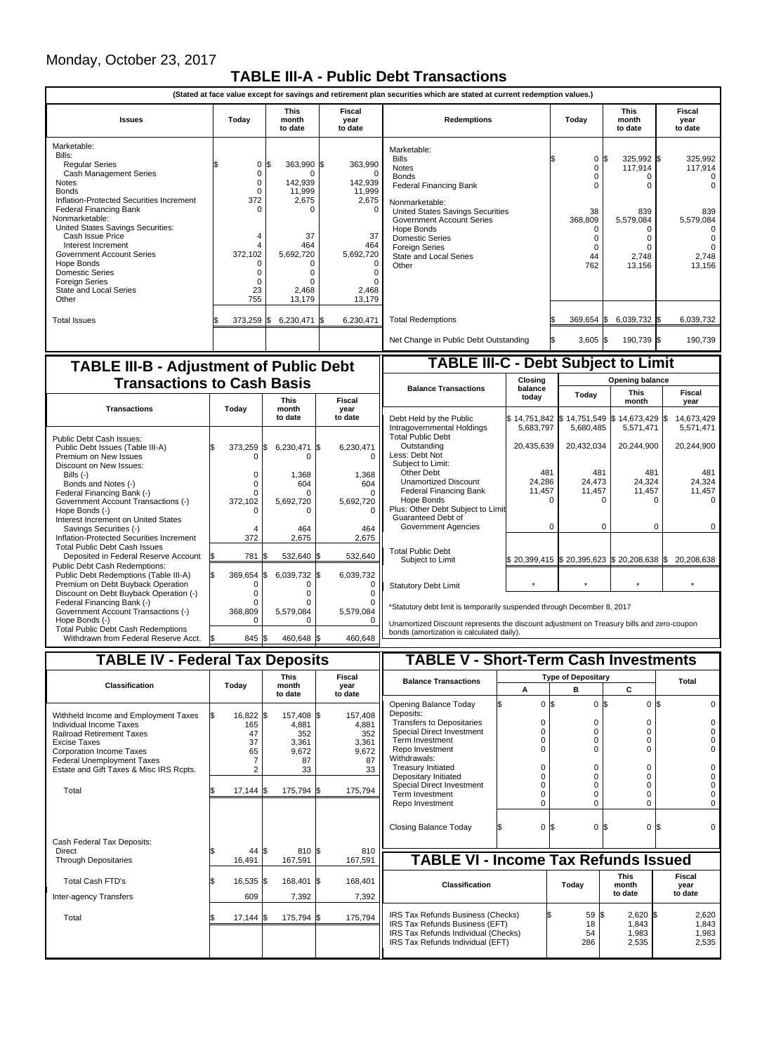Monday, October 23, 2017

# TABLE III-A - Public Debt Transactions

(Stated at face value except for savings and retirement plan securities which are stated at current redemption values.)

| Issues | Today | This month to date | Fiscal year to date |
|---|---|---|---|
| Marketable: | | | |
| Bills: | | | |
| Regular Series | $ 0 | $ 363,990 | $ 363,990 |
| Cash Management Series | 0 | 0 | 0 |
| Notes | 0 | 142,939 | 142,939 |
| Bonds | 0 | 11,999 | 11,999 |
| Inflation-Protected Securities Increment | 372 | 2,675 | 2,675 |
| Federal Financing Bank | 0 | 0 | 0 |
| Nonmarketable: | | | |
| United States Savings Securities: | | | |
| Cash Issue Price | 4 | 37 | 37 |
| Interest Increment | 4 | 464 | 464 |
| Government Account Series | 372,102 | 5,692,720 | 5,692,720 |
| Hope Bonds | 0 | 0 | 0 |
| Domestic Series | 0 | 0 | 0 |
| Foreign Series | 0 | 0 | 0 |
| State and Local Series | 23 | 2,468 | 2,468 |
| Other | 755 | 13,179 | 13,179 |
| Total Issues | $ 373,259 | $ 6,230,471 | $ 6,230,471 |

| Redemptions | Today | This month to date | Fiscal year to date |
|---|---|---|---|
| Marketable: | | | |
| Bills | $ 0 | $ 325,992 | $ 325,992 |
| Notes | 0 | 117,914 | 117,914 |
| Bonds | 0 | 0 | 0 |
| Federal Financing Bank | 0 | 0 | 0 |
| Nonmarketable: | | | |
| United States Savings Securities | 38 | 839 | 839 |
| Government Account Series | 368,809 | 5,579,084 | 5,579,084 |
| Hope Bonds | 0 | 0 | 0 |
| Domestic Series | 0 | 0 | 0 |
| Foreign Series | 0 | 0 | 0 |
| State and Local Series | 44 | 2,748 | 2,748 |
| Other | 762 | 13,156 | 13,156 |
| Total Redemptions | $ 369,654 | $ 6,039,732 | $ 6,039,732 |
| Net Change in Public Debt Outstanding | $ 3,605 | $ 190,739 | $ 190,739 |

# TABLE III-B - Adjustment of Public Debt Transactions to Cash Basis

| Transactions | Today | This month to date | Fiscal year to date |
|---|---|---|---|
| Public Debt Cash Issues: | | | |
| Public Debt Issues (Table III-A) | $ 373,259 | $ 6,230,471 | $ 6,230,471 |
| Premium on New Issues | 0 | 0 | 0 |
| Discount on New Issues: | | | |
| Bills (-) | 0 | 1,368 | 1,368 |
| Bonds and Notes (-) | 0 | 604 | 604 |
| Federal Financing Bank (-) | 0 | 0 | 0 |
| Government Account Transactions (-) | 372,102 | 5,692,720 | 5,692,720 |
| Hope Bonds (-) | 0 | 0 | 0 |
| Interest Increment on United States Savings Securities (-) | 4 | 464 | 464 |
| Inflation-Protected Securities Increment | 372 | 2,675 | 2,675 |
| Total Public Debt Cash Issues Deposited in Federal Reserve Account | $ 781 | $ 532,640 | $ 532,640 |
| Public Debt Cash Redemptions: | | | |
| Public Debt Redemptions (Table III-A) | $ 369,654 | $ 6,039,732 | $ 6,039,732 |
| Premium on Debt Buyback Operation | 0 | 0 | 0 |
| Discount on Debt Buyback Operation (-) | 0 | 0 | 0 |
| Federal Financing Bank (-) | 0 | 0 | 0 |
| Government Account Transactions (-) | 368,809 | 5,579,084 | 5,579,084 |
| Hope Bonds (-) | 0 | 0 | 0 |
| Total Public Debt Cash Redemptions Withdrawn from Federal Reserve Acct. | $ 845 | $ 460,648 | $ 460,648 |

# TABLE III-C - Debt Subject to Limit

| Balance Transactions | Closing balance today | Opening balance Today | Opening balance This month | Opening balance Fiscal year |
|---|---|---|---|---|
| Debt Held by the Public | $ 14,751,842 | $ 14,751,549 | $ 14,673,429 | $ 14,673,429 |
| Intragovernmental Holdings | 5,683,797 | 5,680,485 | 5,571,471 | 5,571,471 |
| Total Public Debt Outstanding | 20,435,639 | 20,432,034 | 20,244,900 | 20,244,900 |
| Less: Debt Not Subject to Limit: | | | | |
| Other Debt | 481 | 481 | 481 | 481 |
| Unamortized Discount | 24,286 | 24,473 | 24,324 | 24,324 |
| Federal Financing Bank | 11,457 | 11,457 | 11,457 | 11,457 |
| Hope Bonds | 0 | 0 | 0 | 0 |
| Plus: Other Debt Subject to Limit | | | | |
| Guaranteed Debt of Government Agencies | 0 | 0 | 0 | 0 |
| Total Public Debt Subject to Limit | $ 20,399,415 | $ 20,395,623 | $ 20,208,638 | $ 20,208,638 |
| Statutory Debt Limit | * | * | * | * |

*Statutory debt limit is temporarily suspended through December 8, 2017

Unamortized Discount represents the discount adjustment on Treasury bills and zero-coupon bonds (amortization is calculated daily).

# TABLE IV - Federal Tax Deposits

| Classification | Today | This month to date | Fiscal year to date |
|---|---|---|---|
| Withheld Income and Employment Taxes | $ 16,822 | $ 157,408 | $ 157,408 |
| Individual Income Taxes | 165 | 4,881 | 4,881 |
| Railroad Retirement Taxes | 47 | 352 | 352 |
| Excise Taxes | 37 | 3,361 | 3,361 |
| Corporation Income Taxes | 65 | 9,672 | 9,672 |
| Federal Unemployment Taxes | 7 | 87 | 87 |
| Estate and Gift Taxes & Misc IRS Rcpts. | 2 | 33 | 33 |
| Total | $ 17,144 | $ 175,794 | $ 175,794 |
| Cash Federal Tax Deposits: | | | |
| Direct | $ 44 | $ 810 | $ 810 |
| Through Depositaries | 16,491 | 167,591 | 167,591 |
| Total Cash FTD's | $ 16,535 | $ 168,401 | $ 168,401 |
| Inter-agency Transfers | 609 | 7,392 | 7,392 |
| Total | $ 17,144 | $ 175,794 | $ 175,794 |

# TABLE V - Short-Term Cash Investments

| Balance Transactions | Type of Depositary A | Type of Depositary B | Type of Depositary C | Total |
|---|---|---|---|---|
| Opening Balance Today | $ 0 | $ 0 | $ 0 | $ 0 |
| Deposits: | | | | |
| Transfers to Depositaries | 0 | 0 | 0 | 0 |
| Special Direct Investment | 0 | 0 | 0 | 0 |
| Term Investment | 0 | 0 | 0 | 0 |
| Repo Investment | 0 | 0 | 0 | 0 |
| Withdrawals: | | | | |
| Treasury Initiated | 0 | 0 | 0 | 0 |
| Depositary Initiated | 0 | 0 | 0 | 0 |
| Special Direct Investment | 0 | 0 | 0 | 0 |
| Term Investment | 0 | 0 | 0 | 0 |
| Repo Investment | 0 | 0 | 0 | 0 |
| Closing Balance Today | $ 0 | $ 0 | $ 0 | $ 0 |

# TABLE VI - Income Tax Refunds Issued

| Classification | Today | This month to date | Fiscal year to date |
|---|---|---|---|
| IRS Tax Refunds Business (Checks) | $ 59 | $ 2,620 | $ 2,620 |
| IRS Tax Refunds Business (EFT) | 18 | 1,843 | 1,843 |
| IRS Tax Refunds Individual (Checks) | 54 | 1,983 | 1,983 |
| IRS Tax Refunds Individual (EFT) | 286 | 2,535 | 2,535 |